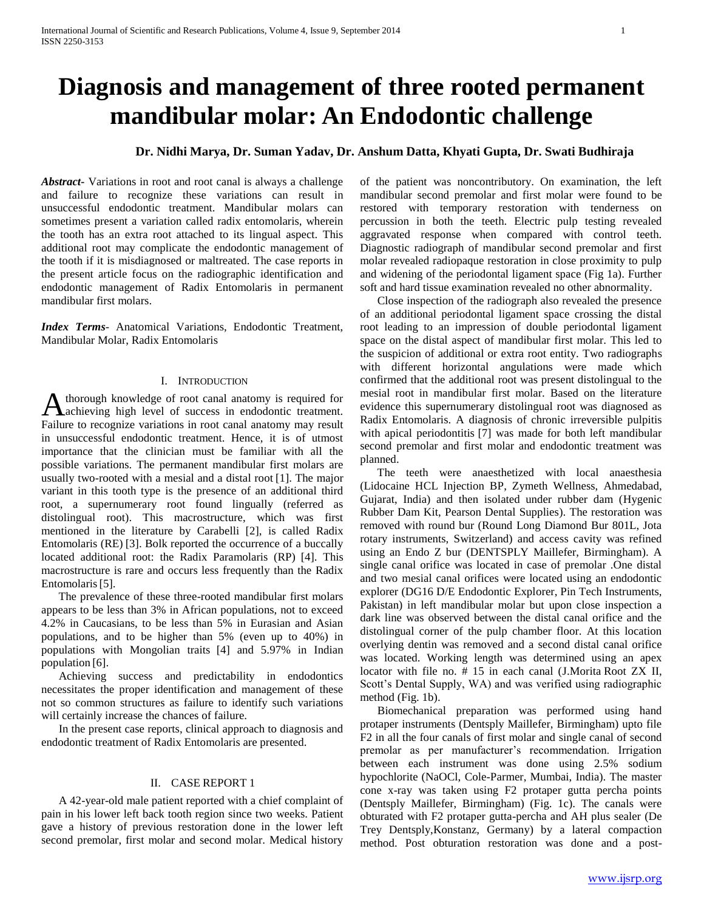# Diagnosis and management of three rooted permanent mandibular molar: An Endodontic challenge

**Dr. Nidhi Marya, Dr. Suman Yadav, Dr. Anshum Datta, Khyati Gupta, Dr. Swati Budhiraja**

***Abstract*-** Variations in root and root canal is always a challenge and failure to recognize these variations can result in unsuccessful endodontic treatment. Mandibular molars can sometimes present a variation called radix entomolaris, wherein the tooth has an extra root attached to its lingual aspect. This additional root may complicate the endodontic management of the tooth if it is misdiagnosed or maltreated. The case reports in the present article focus on the radiographic identification and endodontic management of Radix Entomolaris in permanent mandibular first molars.

***Index Terms*-** Anatomical Variations, Endodontic Treatment, Mandibular Molar, Radix Entomolaris

## I. INTRODUCTION

A thorough knowledge of root canal anatomy is required for achieving high level of success in endodontic treatment. Failure to recognize variations in root canal anatomy may result in unsuccessful endodontic treatment. Hence, it is of utmost importance that the clinician must be familiar with all the possible variations. The permanent mandibular first molars are usually two-rooted with a mesial and a distal root [1]. The major variant in this tooth type is the presence of an additional third root, a supernumerary root found lingually (referred as distolingual root). This macrostructure, which was first mentioned in the literature by Carabelli [2], is called Radix Entomolaris (RE) [3]. Bolk reported the occurrence of a buccally located additional root: the Radix Paramolaris (RP) [4]. This macrostructure is rare and occurs less frequently than the Radix Entomolaris [5].

The prevalence of these three-rooted mandibular first molars appears to be less than 3% in African populations, not to exceed 4.2% in Caucasians, to be less than 5% in Eurasian and Asian populations, and to be higher than 5% (even up to 40%) in populations with Mongolian traits [4] and 5.97% in Indian population [6].

Achieving success and predictability in endodontics necessitates the proper identification and management of these not so common structures as failure to identify such variations will certainly increase the chances of failure.

In the present case reports, clinical approach to diagnosis and endodontic treatment of Radix Entomolaris are presented.

## II. CASE REPORT 1

A 42-year-old male patient reported with a chief complaint of pain in his lower left back tooth region since two weeks. Patient gave a history of previous restoration done in the lower left second premolar, first molar and second molar. Medical history of the patient was noncontributory. On examination, the left mandibular second premolar and first molar were found to be restored with temporary restoration with tenderness on percussion in both the teeth. Electric pulp testing revealed aggravated response when compared with control teeth. Diagnostic radiograph of mandibular second premolar and first molar revealed radiopaque restoration in close proximity to pulp and widening of the periodontal ligament space (Fig 1a). Further soft and hard tissue examination revealed no other abnormality.

Close inspection of the radiograph also revealed the presence of an additional periodontal ligament space crossing the distal root leading to an impression of double periodontal ligament space on the distal aspect of mandibular first molar. This led to the suspicion of additional or extra root entity. Two radiographs with different horizontal angulations were made which confirmed that the additional root was present distolingual to the mesial root in mandibular first molar. Based on the literature evidence this supernumerary distolingual root was diagnosed as Radix Entomolaris. A diagnosis of chronic irreversible pulpitis with apical periodontitis [7] was made for both left mandibular second premolar and first molar and endodontic treatment was planned.

The teeth were anaesthetized with local anaesthesia (Lidocaine HCL Injection BP, Zymeth Wellness, Ahmedabad, Gujarat, India) and then isolated under rubber dam (Hygenic Rubber Dam Kit, Pearson Dental Supplies). The restoration was removed with round bur (Round Long Diamond Bur 801L, Jota rotary instruments, Switzerland) and access cavity was refined using an Endo Z bur (DENTSPLY Maillefer, Birmingham). A single canal orifice was located in case of premolar .One distal and two mesial canal orifices were located using an endodontic explorer (DG16 D/E Endodontic Explorer, Pin Tech Instruments, Pakistan) in left mandibular molar but upon close inspection a dark line was observed between the distal canal orifice and the distolingual corner of the pulp chamber floor. At this location overlying dentin was removed and a second distal canal orifice was located. Working length was determined using an apex locator with file no. # 15 in each canal (J.Morita Root ZX II, Scott's Dental Supply, WA) and was verified using radiographic method (Fig. 1b).

Biomechanical preparation was performed using hand protaper instruments (Dentsply Maillefer, Birmingham) upto file F2 in all the four canals of first molar and single canal of second premolar as per manufacturer's recommendation. Irrigation between each instrument was done using 2.5% sodium hypochlorite (NaOCl, Cole-Parmer, Mumbai, India). The master cone x-ray was taken using F2 protaper gutta percha points (Dentsply Maillefer, Birmingham) (Fig. 1c). The canals were obturated with F2 protaper gutta-percha and AH plus sealer (De Trey Dentsply,Konstanz, Germany) by a lateral compaction method. Post obturation restoration was done and a post-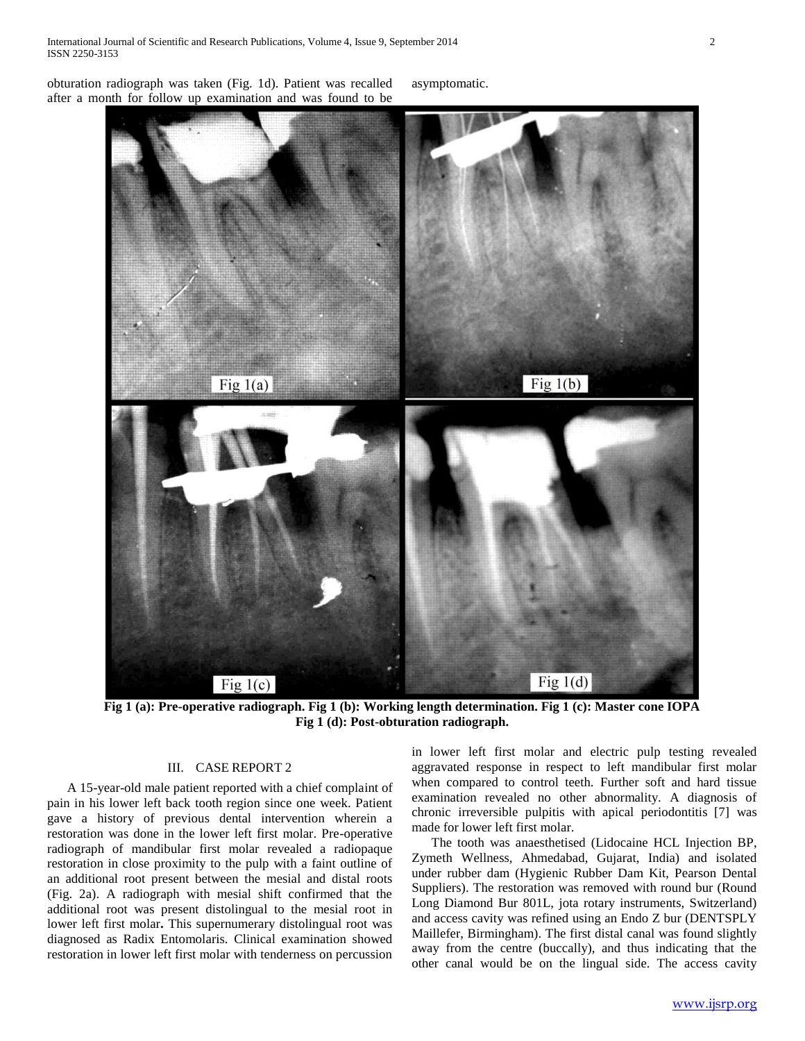obturation radiograph was taken (Fig. 1d). Patient was recalled after a month for follow up examination and was found to be asymptomatic.

**Fig 1 (a): Pre-operative radiograph. Fig 1 (b): Working length determination. Fig 1 (c): Master cone IOPA Fig 1 (d): Post-obturation radiograph.**

## III. CASE REPORT 2

A 15-year-old male patient reported with a chief complaint of pain in his lower left back tooth region since one week. Patient gave a history of previous dental intervention wherein a restoration was done in the lower left first molar. Pre-operative radiograph of mandibular first molar revealed a radiopaque restoration in close proximity to the pulp with a faint outline of an additional root present between the mesial and distal roots (Fig. 2a). A radiograph with mesial shift confirmed that the additional root was present distolingual to the mesial root in lower left first molar**.** This supernumerary distolingual root was diagnosed as Radix Entomolaris. Clinical examination showed restoration in lower left first molar with tenderness on percussion in lower left first molar and electric pulp testing revealed aggravated response in respect to left mandibular first molar when compared to control teeth. Further soft and hard tissue examination revealed no other abnormality. A diagnosis of chronic irreversible pulpitis with apical periodontitis [7] was made for lower left first molar.

The tooth was anaesthetised (Lidocaine HCL Injection BP, Zymeth Wellness, Ahmedabad, Gujarat, India) and isolated under rubber dam (Hygienic Rubber Dam Kit, Pearson Dental Suppliers). The restoration was removed with round bur (Round Long Diamond Bur 801L, jota rotary instruments, Switzerland) and access cavity was refined using an Endo Z bur (DENTSPLY Maillefer, Birmingham). The first distal canal was found slightly away from the centre (buccally), and thus indicating that the other canal would be on the lingual side. The access cavity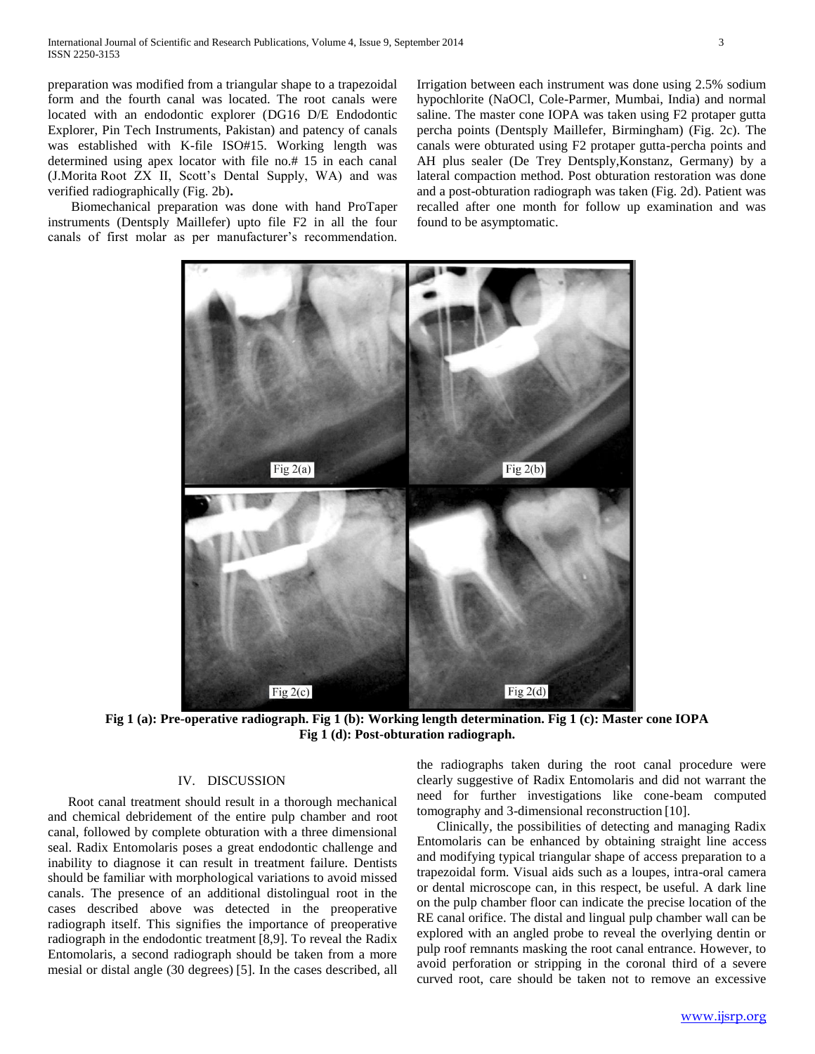preparation was modified from a triangular shape to a trapezoidal form and the fourth canal was located. The root canals were located with an endodontic explorer (DG16 D/E Endodontic Explorer, Pin Tech Instruments, Pakistan) and patency of canals was established with K-file ISO#15. Working length was determined using apex locator with file no.# 15 in each canal (J.Morita Root ZX II, Scott's Dental Supply, WA) and was verified radiographically (Fig. 2b).

Biomechanical preparation was done with hand ProTaper instruments (Dentsply Maillefer) upto file F2 in all the four canals of first molar as per manufacturer's recommendation. Irrigation between each instrument was done using 2.5% sodium hypochlorite (NaOCl, Cole-Parmer, Mumbai, India) and normal saline. The master cone IOPA was taken using F2 protaper gutta percha points (Dentsply Maillefer, Birmingham) (Fig. 2c). The canals were obturated using F2 protaper gutta-percha points and AH plus sealer (De Trey Dentsply,Konstanz, Germany) by a lateral compaction method. Post obturation restoration was done and a post-obturation radiograph was taken (Fig. 2d). Patient was recalled after one month for follow up examination and was found to be asymptomatic.

**Fig 1 (a): Pre-operative radiograph. Fig 1 (b): Working length determination. Fig 1 (c): Master cone IOPA Fig 1 (d): Post-obturation radiograph.**

## IV. DISCUSSION

Root canal treatment should result in a thorough mechanical and chemical debridement of the entire pulp chamber and root canal, followed by complete obturation with a three dimensional seal. Radix Entomolaris poses a great endodontic challenge and inability to diagnose it can result in treatment failure. Dentists should be familiar with morphological variations to avoid missed canals. The presence of an additional distolingual root in the cases described above was detected in the preoperative radiograph itself. This signifies the importance of preoperative radiograph in the endodontic treatment [8,9]. To reveal the Radix Entomolaris, a second radiograph should be taken from a more mesial or distal angle (30 degrees) [5]. In the cases described, all the radiographs taken during the root canal procedure were clearly suggestive of Radix Entomolaris and did not warrant the need for further investigations like cone-beam computed tomography and 3-dimensional reconstruction [10].

Clinically, the possibilities of detecting and managing Radix Entomolaris can be enhanced by obtaining straight line access and modifying typical triangular shape of access preparation to a trapezoidal form. Visual aids such as a loupes, intra-oral camera or dental microscope can, in this respect, be useful. A dark line on the pulp chamber floor can indicate the precise location of the RE canal orifice. The distal and lingual pulp chamber wall can be explored with an angled probe to reveal the overlying dentin or pulp roof remnants masking the root canal entrance. However, to avoid perforation or stripping in the coronal third of a severe curved root, care should be taken not to remove an excessive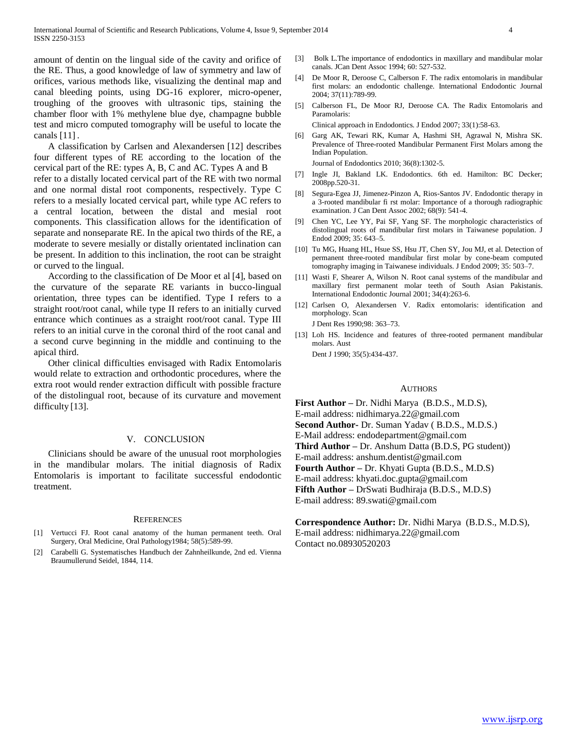amount of dentin on the lingual side of the cavity and orifice of the RE. Thus, a good knowledge of law of symmetry and law of orifices, various methods like, visualizing the dentinal map and canal bleeding points, using DG-16 explorer, micro-opener, troughing of the grooves with ultrasonic tips, staining the chamber floor with 1% methylene blue dye, champagne bubble test and micro computed tomography will be useful to locate the canals [11] .

A classification by Carlsen and Alexandersen [12] describes four different types of RE according to the location of the cervical part of the RE: types A, B, C and AC. Types A and B refer to a distally located cervical part of the RE with two normal and one normal distal root components, respectively. Type C refers to a mesially located cervical part, while type AC refers to a central location, between the distal and mesial root components. This classification allows for the identification of separate and nonseparate RE. In the apical two thirds of the RE, a moderate to severe mesially or distally orientated inclination can be present. In addition to this inclination, the root can be straight or curved to the lingual.

According to the classification of De Moor et al [4], based on the curvature of the separate RE variants in bucco-lingual orientation, three types can be identified. Type I refers to a straight root/root canal, while type II refers to an initially curved entrance which continues as a straight root/root canal. Type III refers to an initial curve in the coronal third of the root canal and a second curve beginning in the middle and continuing to the apical third.

Other clinical difficulties envisaged with Radix Entomolaris would relate to extraction and orthodontic procedures, where the extra root would render extraction difficult with possible fracture of the distolingual root, because of its curvature and movement difficulty [13].

## V. Conclusion

Clinicians should be aware of the unusual root morphologies in the mandibular molars. The initial diagnosis of Radix Entomolaris is important to facilitate successful endodontic treatment.

## References

[1] Vertucci FJ. Root canal anatomy of the human permanent teeth. Oral Surgery, Oral Medicine, Oral Pathology1984; 58(5):589-99.

[2] Carabelli G. Systematisches Handbuch der Zahnheilkunde, 2nd ed. Vienna Braumullerund Seidel, 1844, 114.

[3] Bolk L.The importance of endodontics in maxillary and mandibular molar canals. JCan Dent Assoc 1994; 60: 527-532.

[4] De Moor R, Deroose C, Calberson F. The radix entomolaris in mandibular first molars: an endodontic challenge. International Endodontic Journal 2004; 37(11):789-99.

[5] Calberson FL, De Moor RJ, Deroose CA. The Radix Entomolaris and Paramolaris: Clinical approach in Endodontics. J Endod 2007; 33(1):58-63.

[6] Garg AK, Tewari RK, Kumar A, Hashmi SH, Agrawal N, Mishra SK. Prevalence of Three-rooted Mandibular Permanent First Molars among the Indian Population. Journal of Endodontics 2010; 36(8):1302-5.

[7] Ingle JI, Bakland LK. Endodontics. 6th ed. Hamilton: BC Decker; 2008pp.520-31.

[8] Segura-Egea JJ, Jimenez-Pinzon A, Rios-Santos JV. Endodontic therapy in a 3-rooted mandibular fi rst molar: Importance of a thorough radiographic examination. J Can Dent Assoc 2002; 68(9): 541-4.

[9] Chen YC, Lee YY, Pai SF, Yang SF. The morphologic characteristics of distolingual roots of mandibular first molars in Taiwanese population. J Endod 2009; 35: 643–5.

[10] Tu MG, Huang HL, Hsue SS, Hsu JT, Chen SY, Jou MJ, et al. Detection of permanent three-rooted mandibular first molar by cone-beam computed tomography imaging in Taiwanese individuals. J Endod 2009; 35: 503–7.

[11] Wasti F, Shearer A, Wilson N. Root canal systems of the mandibular and maxillary first permanent molar teeth of South Asian Pakistanis. International Endodontic Journal 2001; 34(4):263-6.

[12] Carlsen O, Alexandersen V. Radix entomolaris: identification and morphology. Scan J Dent Res 1990;98: 363–73.

[13] Loh HS. Incidence and features of three-rooted permanent mandibular molars. Aust Dent J 1990; 35(5):434-437.

## Authors

**First Author –** Dr. Nidhi Marya (B.D.S., M.D.S),
E-mail address: nidhimarya.22@gmail.com
**Second Author-** Dr. Suman Yadav ( B.D.S., M.D.S.)
E-Mail address: endodepartment@gmail.com
**Third Author –** Dr. Anshum Datta (B.D.S, PG student))
E-mail address: anshum.dentist@gmail.com
**Fourth Author –** Dr. Khyati Gupta (B.D.S., M.D.S)
E-mail address: khyati.doc.gupta@gmail.com
**Fifth Author –** DrSwati Budhiraja (B.D.S., M.D.S)
E-mail address: 89.swati@gmail.com

**Correspondence Author:** Dr. Nidhi Marya (B.D.S., M.D.S),
E-mail address: nidhimarya.22@gmail.com
Contact no.08930520203